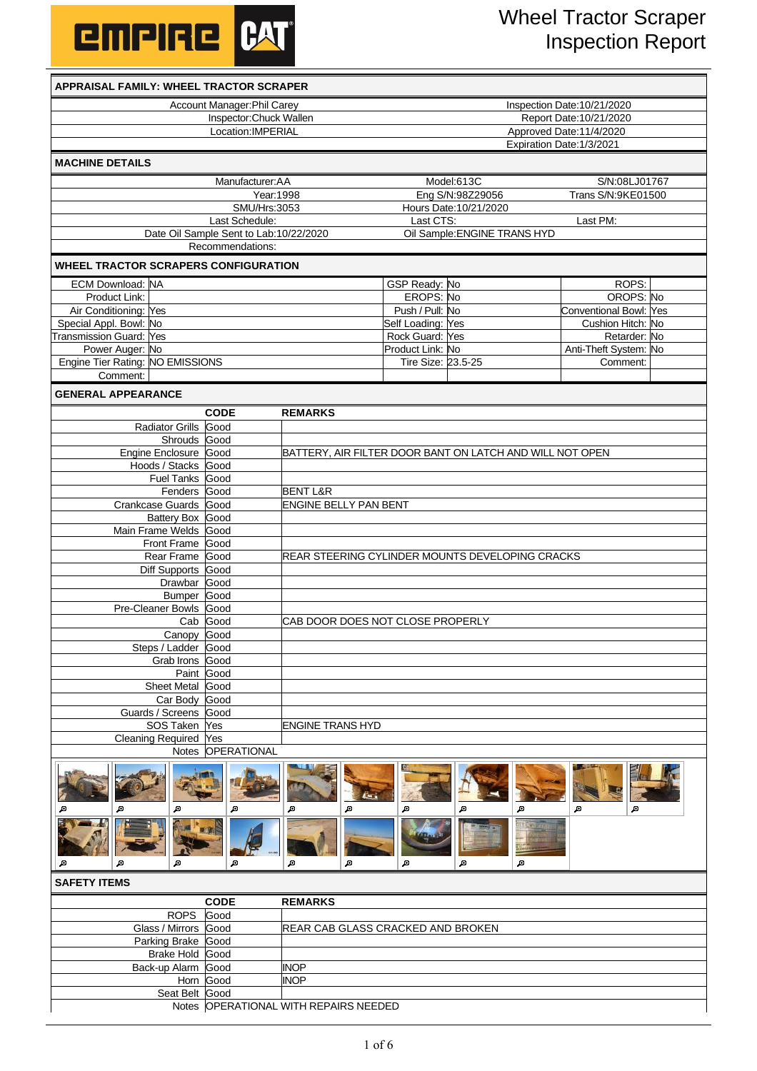# Wheel Tractor Scraper Inspection Report

## APPRAISAL FAMILY: WHEEL TRACTOR SCRAPER

| | |
|---|---|
| Account Manager:Phil Carey | Inspection Date:10/21/2020 |
| Inspector:Chuck Wallen | Report Date:10/21/2020 |
| Location:IMPERIAL | Approved Date:11/4/2020 |
| | Expiration Date:1/3/2021 |

## MACHINE DETAILS

| | | |
|---|---|---|
| Manufacturer:AA | Model:613C | S/N:08LJ01767 |
| Year:1998 | Eng S/N:98Z29056 | Trans S/N:9KE01500 |
| SMU/Hrs:3053 | Hours Date:10/21/2020 | |
| Last Schedule: | Last CTS: | Last PM: |
| Date Oil Sample Sent to Lab:10/22/2020 | Oil Sample:ENGINE TRANS HYD | |
| Recommendations: | | |

## WHEEL TRACTOR SCRAPERS CONFIGURATION

| | | | | | |
|---|---|---|---|---|---|
| ECM Download: | NA | GSP Ready: | No | ROPS: | |
| Product Link: | | EROPS: | No | OROPS: | No |
| Air Conditioning: | Yes | Push / Pull: | No | Conventional Bowl: | Yes |
| Special Appl. Bowl: | No | Self Loading: | Yes | Cushion Hitch: | No |
| Transmission Guard: | Yes | Rock Guard: | Yes | Retarder: | No |
| Power Auger: | No | Product Link: | No | Anti-Theft System: | No |
| Engine Tier Rating: | NO EMISSIONS | Tire Size: | 23.5-25 | Comment: | |
| Comment: | | | | | |

## GENERAL APPEARANCE

| | CODE | REMARKS |
|---|---|---|
| Radiator Grills | Good | |
| Shrouds | Good | |
| Engine Enclosure | Good | BATTERY, AIR FILTER DOOR BANT ON LATCH AND WILL NOT OPEN |
| Hoods / Stacks | Good | |
| Fuel Tanks | Good | |
| Fenders | Good | BENT L&R |
| Crankcase Guards | Good | ENGINE BELLY PAN BENT |
| Battery Box | Good | |
| Main Frame Welds | Good | |
| Front Frame | Good | |
| Rear Frame | Good | REAR STEERING CYLINDER MOUNTS DEVELOPING CRACKS |
| Diff Supports | Good | |
| Drawbar | Good | |
| Bumper | Good | |
| Pre-Cleaner Bowls | Good | |
| Cab | Good | CAB DOOR DOES NOT CLOSE PROPERLY |
| Canopy | Good | |
| Steps / Ladder | Good | |
| Grab Irons | Good | |
| Paint | Good | |
| Sheet Metal | Good | |
| Car Body | Good | |
| Guards / Screens | Good | |
| SOS Taken | Yes | ENGINE TRANS HYD |
| Cleaning Required | Yes | |
| Notes | OPERATIONAL | |

## SAFETY ITEMS

| | CODE | REMARKS |
|---|---|---|
| ROPS | Good | |
| Glass / Mirrors | Good | REAR CAB GLASS CRACKED AND BROKEN |
| Parking Brake | Good | |
| Brake Hold | Good | |
| Back-up Alarm | Good | INOP |
| Horn | Good | INOP |
| Seat Belt | Good | |
| Notes | OPERATIONAL WITH REPAIRS NEEDED | |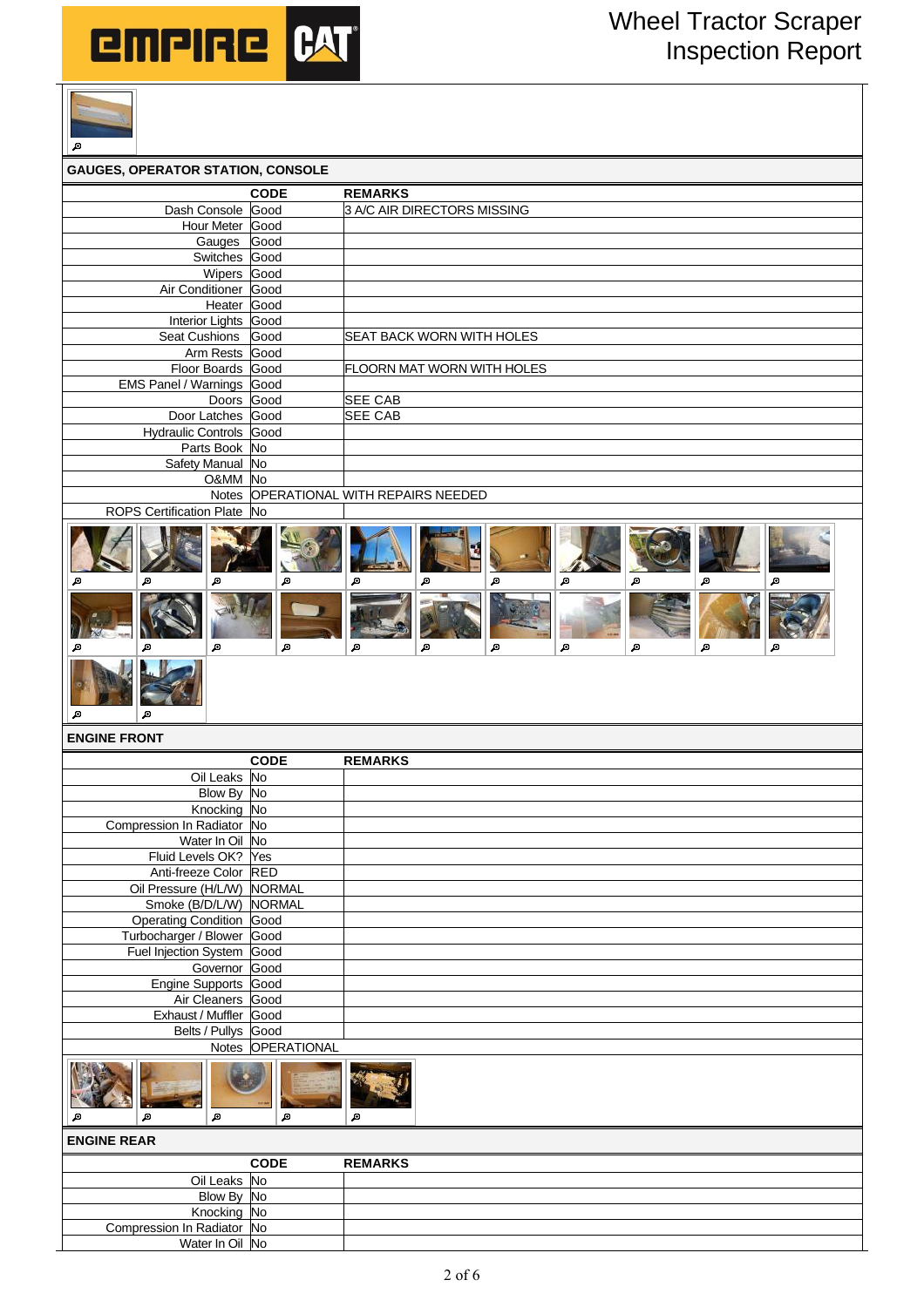# Wheel Tractor Scraper Inspection Report

## GAUGES, OPERATOR STATION, CONSOLE

| | CODE | REMARKS |
|---|---|---|
| Dash Console | Good | 3 A/C AIR DIRECTORS MISSING |
| Hour Meter | Good | |
| Gauges | Good | |
| Switches | Good | |
| Wipers | Good | |
| Air Conditioner | Good | |
| Heater | Good | |
| Interior Lights | Good | |
| Seat Cushions | Good | SEAT BACK WORN WITH HOLES |
| Arm Rests | Good | |
| Floor Boards | Good | FLOORN MAT WORN WITH HOLES |
| EMS Panel / Warnings | Good | |
| Doors | Good | SEE CAB |
| Door Latches | Good | SEE CAB |
| Hydraulic Controls | Good | |
| Parts Book | No | |
| Safety Manual | No | |
| O&MM | No | |
| Notes | OPERATIONAL WITH REPAIRS NEEDED | |
| ROPS Certification Plate | No | |

## ENGINE FRONT

| | CODE | REMARKS |
|---|---|---|
| Oil Leaks | No | |
| Blow By | No | |
| Knocking | No | |
| Compression In Radiator | No | |
| Water In Oil | No | |
| Fluid Levels OK? | Yes | |
| Anti-freeze Color | RED | |
| Oil Pressure (H/L/W) | NORMAL | |
| Smoke (B/D/L/W) | NORMAL | |
| Operating Condition | Good | |
| Turbocharger / Blower | Good | |
| Fuel Injection System | Good | |
| Governor | Good | |
| Engine Supports | Good | |
| Air Cleaners | Good | |
| Exhaust / Muffler | Good | |
| Belts / Pullys | Good | |
| Notes | OPERATIONAL | |

## ENGINE REAR

| | CODE | REMARKS |
|---|---|---|
| Oil Leaks | No | |
| Blow By | No | |
| Knocking | No | |
| Compression In Radiator | No | |
| Water In Oil | No | |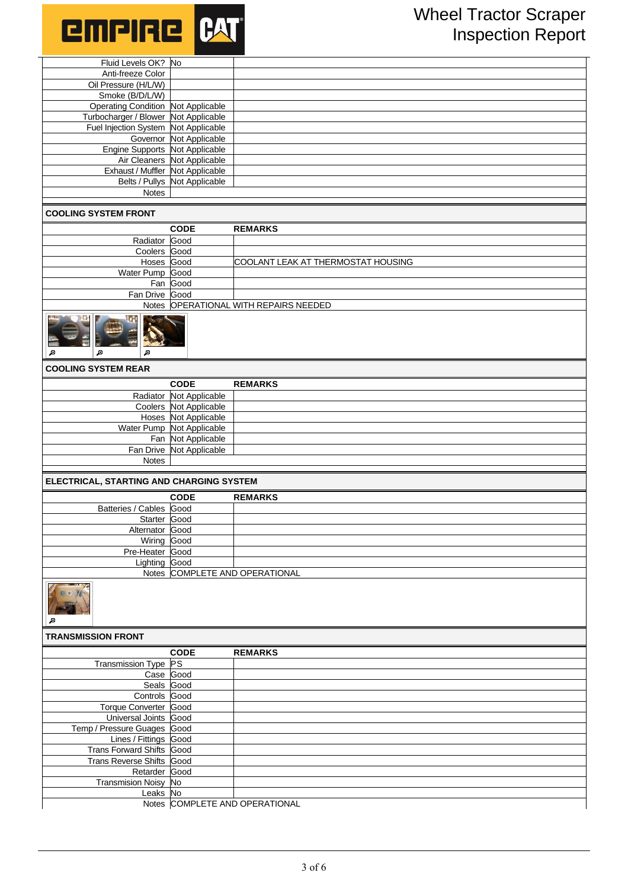| | | |
|---|---|---|
| Fluid Levels OK? | No | |
| Anti-freeze Color | | |
| Oil Pressure (H/L/W) | | |
| Smoke (B/D/L/W) | | |
| Operating Condition | Not Applicable | |
| Turbocharger / Blower | Not Applicable | |
| Fuel Injection System | Not Applicable | |
| Governor | Not Applicable | |
| Engine Supports | Not Applicable | |
| Air Cleaners | Not Applicable | |
| Exhaust / Muffler | Not Applicable | |
| Belts / Pullys | Not Applicable | |
| Notes | | |

## COOLING SYSTEM FRONT

| | CODE | REMARKS |
|---|---|---|
| Radiator | Good | |
| Coolers | Good | |
| Hoses | Good | COOLANT LEAK AT THERMOSTAT HOUSING |
| Water Pump | Good | |
| Fan | Good | |
| Fan Drive | Good | |
| Notes | OPERATIONAL WITH REPAIRS NEEDED | |

## COOLING SYSTEM REAR

| | CODE | REMARKS |
|---|---|---|
| Radiator | Not Applicable | |
| Coolers | Not Applicable | |
| Hoses | Not Applicable | |
| Water Pump | Not Applicable | |
| Fan | Not Applicable | |
| Fan Drive | Not Applicable | |
| Notes | | |

## ELECTRICAL, STARTING AND CHARGING SYSTEM

| | CODE | REMARKS |
|---|---|---|
| Batteries / Cables | Good | |
| Starter | Good | |
| Alternator | Good | |
| Wiring | Good | |
| Pre-Heater | Good | |
| Lighting | Good | |
| Notes | COMPLETE AND OPERATIONAL | |

## TRANSMISSION FRONT

| | CODE | REMARKS |
|---|---|---|
| Transmission Type | PS | |
| Case | Good | |
| Seals | Good | |
| Controls | Good | |
| Torque Converter | Good | |
| Universal Joints | Good | |
| Temp / Pressure Guages | Good | |
| Lines / Fittings | Good | |
| Trans Forward Shifts | Good | |
| Trans Reverse Shifts | Good | |
| Retarder | Good | |
| Transmision Noisy | No | |
| Leaks | No | |
| Notes | COMPLETE AND OPERATIONAL | |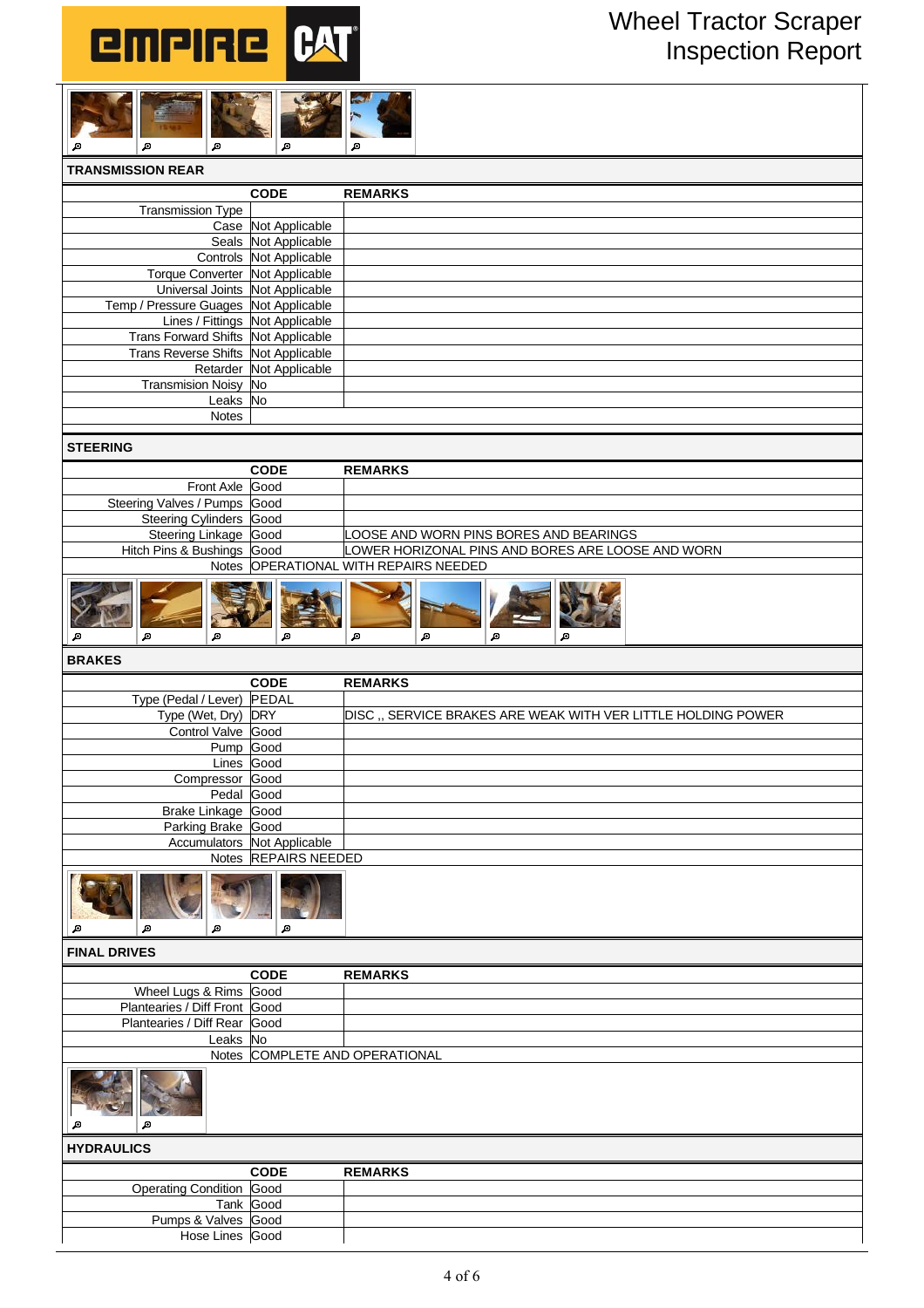# Wheel Tractor Scraper Inspection Report

## TRANSMISSION REAR

| | CODE | REMARKS |
|---|---|---|
| Transmission Type | | |
| Case | Not Applicable | |
| Seals | Not Applicable | |
| Controls | Not Applicable | |
| Torque Converter | Not Applicable | |
| Universal Joints | Not Applicable | |
| Temp / Pressure Guages | Not Applicable | |
| Lines / Fittings | Not Applicable | |
| Trans Forward Shifts | Not Applicable | |
| Trans Reverse Shifts | Not Applicable | |
| Retarder | Not Applicable | |
| Transmision Noisy | No | |
| Leaks | No | |
| Notes | | |

## STEERING

| | CODE | REMARKS |
|---|---|---|
| Front Axle | Good | |
| Steering Valves / Pumps | Good | |
| Steering Cylinders | Good | |
| Steering Linkage | Good | LOOSE AND WORN PINS BORES AND BEARINGS |
| Hitch Pins & Bushings | Good | LOWER HORIZONAL PINS AND BORES ARE LOOSE AND WORN |
| Notes | OPERATIONAL WITH REPAIRS NEEDED | |

## BRAKES

| | CODE | REMARKS |
|---|---|---|
| Type (Pedal / Lever) | PEDAL | |
| Type (Wet, Dry) | DRY | DISC ,, SERVICE BRAKES ARE WEAK WITH VER LITTLE HOLDING POWER |
| Control Valve | Good | |
| Pump | Good | |
| Lines | Good | |
| Compressor | Good | |
| Pedal | Good | |
| Brake Linkage | Good | |
| Parking Brake | Good | |
| Accumulators | Not Applicable | |
| Notes | REPAIRS NEEDED | |

## FINAL DRIVES

| | CODE | REMARKS |
|---|---|---|
| Wheel Lugs & Rims | Good | |
| Plantearies / Diff Front | Good | |
| Plantearies / Diff Rear | Good | |
| Leaks | No | |
| Notes | COMPLETE AND OPERATIONAL | |

## HYDRAULICS

| | CODE | REMARKS |
|---|---|---|
| Operating Condition | Good | |
| Tank | Good | |
| Pumps & Valves | Good | |
| Hose Lines | Good | |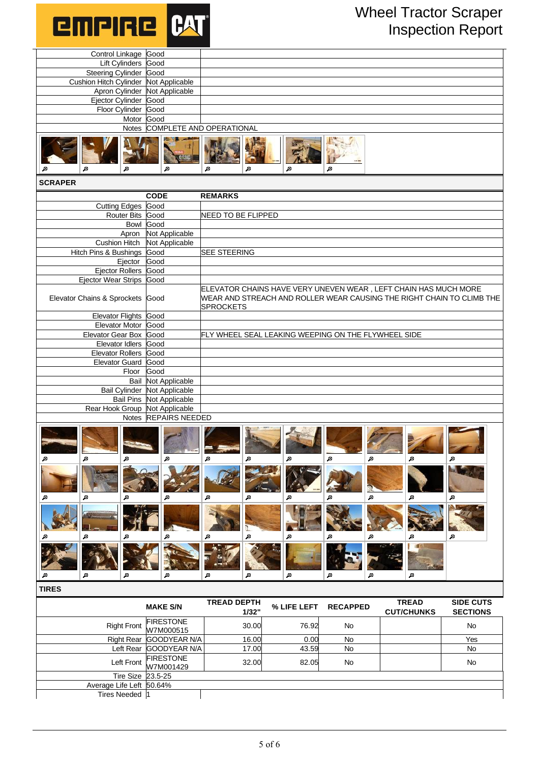# Wheel Tractor Scraper Inspection Report

| | | |
|---|---|---|
| Control Linkage | Good | |
| Lift Cylinders | Good | |
| Steering Cylinder | Good | |
| Cushion Hitch Cylinder | Not Applicable | |
| Apron Cylinder | Not Applicable | |
| Ejector Cylinder | Good | |
| Floor Cylinder | Good | |
| Motor | Good | |
| Notes | COMPLETE AND OPERATIONAL | |

## SCRAPER

| | CODE | REMARKS |
|---|---|---|
| Cutting Edges | Good | |
| Router Bits | Good | NEED TO BE FLIPPED |
| Bowl | Good | |
| Apron | Not Applicable | |
| Cushion Hitch | Not Applicable | |
| Hitch Pins & Bushings | Good | SEE STEERING |
| Ejector | Good | |
| Ejector Rollers | Good | |
| Ejector Wear Strips | Good | |
| Elevator Chains & Sprockets | Good | ELEVATOR CHAINS HAVE VERY UNEVEN WEAR , LEFT CHAIN HAS MUCH MORE WEAR AND STREACH AND ROLLER WEAR CAUSING THE RIGHT CHAIN TO CLIMB THE SPROCKETS |
| Elevator Flights | Good | |
| Elevator Motor | Good | |
| Elevator Gear Box | Good | FLY WHEEL SEAL LEAKING WEEPING ON THE FLYWHEEL SIDE |
| Elevator Idlers | Good | |
| Elevator Rollers | Good | |
| Elevator Guard | Good | |
| Floor | Good | |
| Bail | Not Applicable | |
| Bail Cylinder | Not Applicable | |
| Bail Pins | Not Applicable | |
| Rear Hook Group | Not Applicable | |
| Notes | REPAIRS NEEDED | |

## TIRES

| | MAKE S/N | TREAD DEPTH 1/32" | % LIFE LEFT | RECAPPED | TREAD CUT/CHUNKS | SIDE CUTS SECTIONS |
|---|---|---|---|---|---|---|
| Right Front | FIRESTONE W7M000515 | 30.00 | 76.92 | No | | No |
| Right Rear | GOODYEAR N/A | 16.00 | 0.00 | No | | Yes |
| Left Rear | GOODYEAR N/A | 17.00 | 43.59 | No | | No |
| Left Front | FIRESTONE W7M001429 | 32.00 | 82.05 | No | | No |
| Tire Size | 23.5-25 | | | | | |
| Average Life Left | 50.64% | | | | | |
| Tires Needed | 1 | | | | | |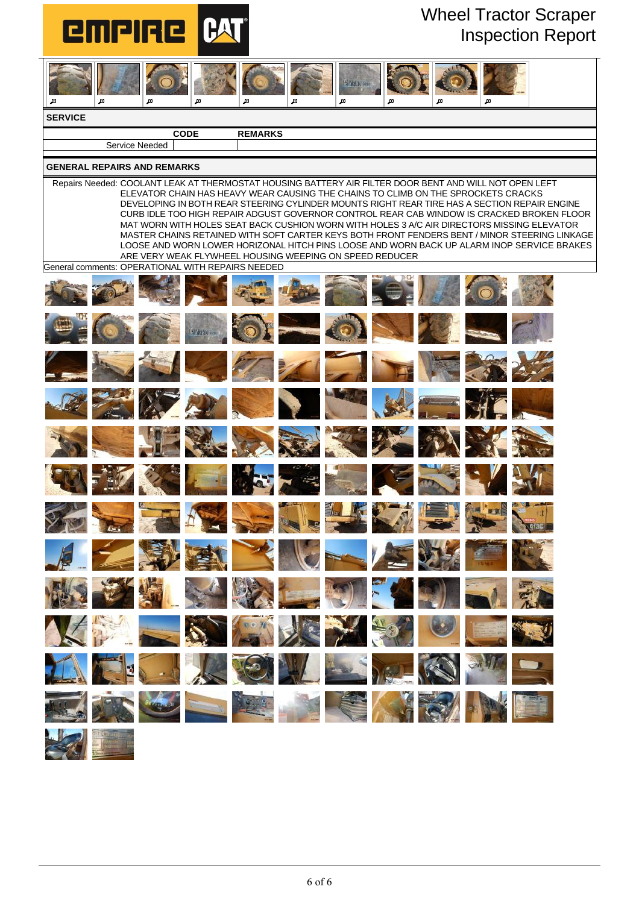# Wheel Tractor Scraper Inspection Report

## SERVICE

| | CODE | REMARKS |
|---|---|---|
| Service Needed | | |

## GENERAL REPAIRS AND REMARKS

Repairs Needed: COOLANT LEAK AT THERMOSTAT HOUSING BATTERY AIR FILTER DOOR BENT AND WILL NOT OPEN LEFT ELEVATOR CHAIN HAS HEAVY WEAR CAUSING THE CHAINS TO CLIMB ON THE SPROCKETS CRACKS DEVELOPING IN BOTH REAR STEERING CYLINDER MOUNTS RIGHT REAR TIRE HAS A SECTION REPAIR ENGINE CURB IDLE TOO HIGH REPAIR ADGUST GOVERNOR CONTROL REAR CAB WINDOW IS CRACKED BROKEN FLOOR MAT WORN WITH HOLES SEAT BACK CUSHION WORN WITH HOLES 3 A/C AIR DIRECTORS MISSING ELEVATOR MASTER CHAINS RETAINED WITH SOFT CARTER KEYS BOTH FRONT FENDERS BENT / MINOR STEERING LINKAGE LOOSE AND WORN LOWER HORIZONAL HITCH PINS LOOSE AND WORN BACK UP ALARM INOP SERVICE BRAKES ARE VERY WEAK FLYWHEEL HOUSING WEEPING ON SPEED REDUCER

General comments: OPERATIONAL WITH REPAIRS NEEDED